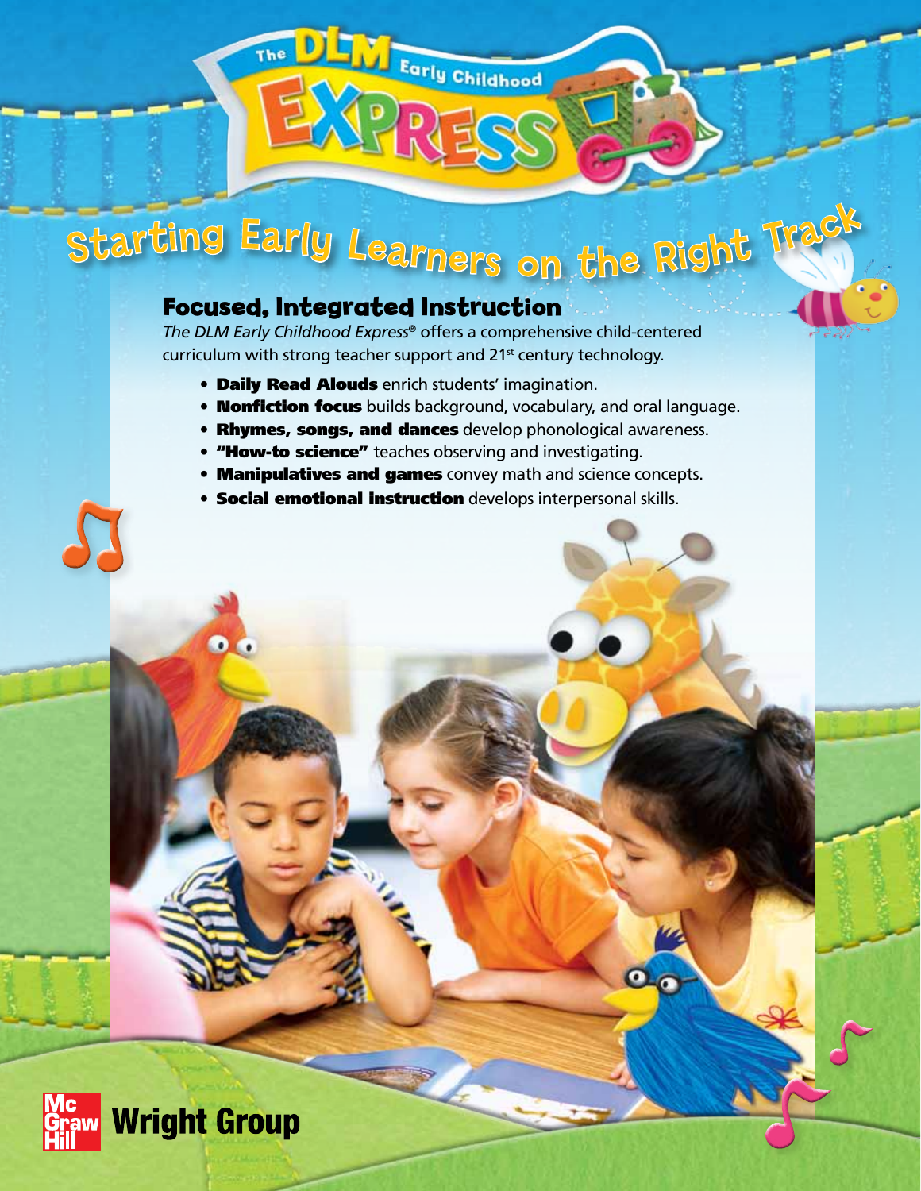# The DLM Early Childhood EXPRESS

## Starting Early Learners on the Right Track

### Focused, Integrated Instruction

*The DLM Early Childhood Express*® offers a comprehensive child-centered curriculum with strong teacher support and 21st century technology.

- **Daily Read Alouds** enrich students' imagination.
- **Nonfiction focus** builds background, vocabulary, and oral language.
- **Rhymes, songs, and dances** develop phonological awareness.
- **"How-to science"** teaches observing and investigating.
- **Manipulatives and games** convey math and science concepts.
- **Social emotional instruction** develops interpersonal skills.

McGraw Hill Wright Group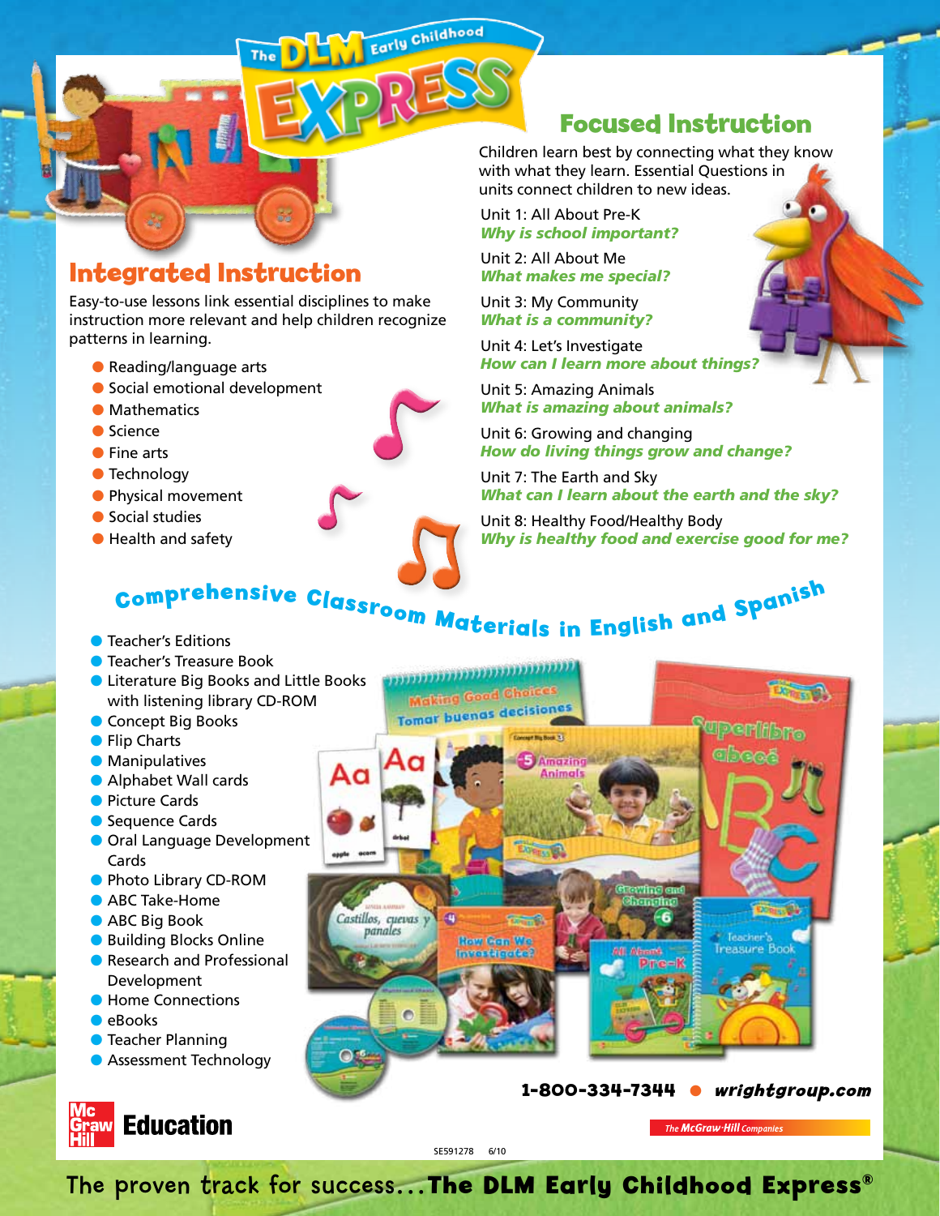# The DLM Early Childhood EXPRESS

## Integrated Instruction

Easy-to-use lessons link essential disciplines to make instruction more relevant and help children recognize patterns in learning.

- Reading/language arts
- Social emotional development
- Mathematics
- Science
- Fine arts
- Technology
- Physical movement
- Social studies
- Health and safety

## Focused Instruction

Children learn best by connecting what they know with what they learn. Essential Questions in units connect children to new ideas.

Unit 1: All About Pre-K
***Why is school important?***

Unit 2: All About Me
***What makes me special?***

Unit 3: My Community
***What is a community?***

Unit 4: Let's Investigate
***How can I learn more about things?***

Unit 5: Amazing Animals
***What is amazing about animals?***

Unit 6: Growing and changing
***How do living things grow and change?***

Unit 7: The Earth and Sky
***What can I learn about the earth and the sky?***

Unit 8: Healthy Food/Healthy Body
***Why is healthy food and exercise good for me?***

## Comprehensive Classroom Materials in English and Spanish

- Teacher's Editions
- Teacher's Treasure Book
- Literature Big Books and Little Books with listening library CD-ROM
- Concept Big Books
- Flip Charts
- Manipulatives
- Alphabet Wall cards
- Picture Cards
- Sequence Cards
- Oral Language Development Cards
- Photo Library CD-ROM
- ABC Take-Home
- ABC Big Book
- Building Blocks Online
- Research and Professional Development
- Home Connections
- eBooks
- Teacher Planning
- Assessment Technology

**1-800-334-7344 ● *wrightgroup.com***

McGraw Hill Education

The McGraw·Hill Companies

SE591278 6/10

The proven track for success... **The DLM Early Childhood Express®**